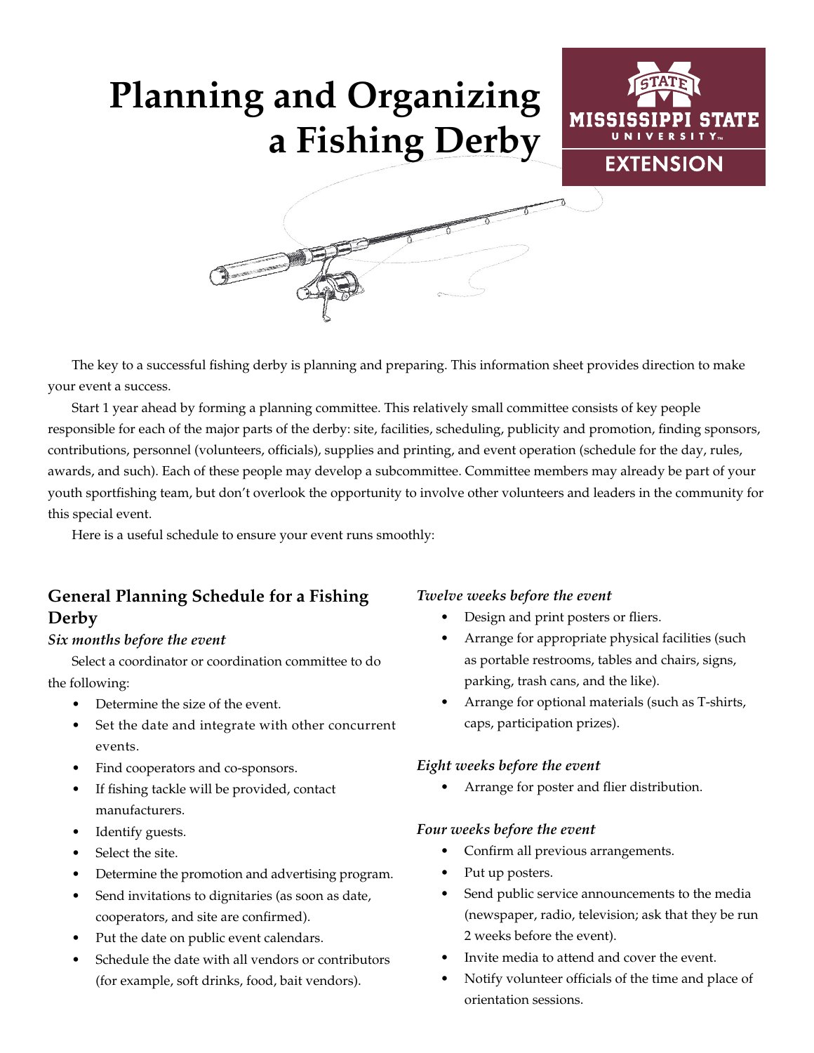# Planning and Organizing a Fishing Derby

The key to a successful fishing derby is planning and preparing. This information sheet provides direction to make your event a success.

Start 1 year ahead by forming a planning committee. This relatively small committee consists of key people responsible for each of the major parts of the derby: site, facilities, scheduling, publicity and promotion, finding sponsors, contributions, personnel (volunteers, officials), supplies and printing, and event operation (schedule for the day, rules, awards, and such). Each of these people may develop a subcommittee. Committee members may already be part of your youth sportfishing team, but don't overlook the opportunity to involve other volunteers and leaders in the community for this special event.

Here is a useful schedule to ensure your event runs smoothly:

## General Planning Schedule for a Fishing Derby

### *Six months before the event*

Select a coordinator or coordination committee to do the following:

- Determine the size of the event.
- Set the date and integrate with other concurrent events.
- Find cooperators and co-sponsors.
- If fishing tackle will be provided, contact manufacturers.
- Identify guests.
- Select the site.
- Determine the promotion and advertising program.
- Send invitations to dignitaries (as soon as date, cooperators, and site are confirmed).
- Put the date on public event calendars.
- Schedule the date with all vendors or contributors (for example, soft drinks, food, bait vendors).

### *Twelve weeks before the event*

- Design and print posters or fliers.
- Arrange for appropriate physical facilities (such as portable restrooms, tables and chairs, signs, parking, trash cans, and the like).
- Arrange for optional materials (such as T-shirts, caps, participation prizes).

### *Eight weeks before the event*

- Arrange for poster and flier distribution.

### *Four weeks before the event*

- Confirm all previous arrangements.
- Put up posters.
- Send public service announcements to the media (newspaper, radio, television; ask that they be run 2 weeks before the event).
- Invite media to attend and cover the event.
- Notify volunteer officials of the time and place of orientation sessions.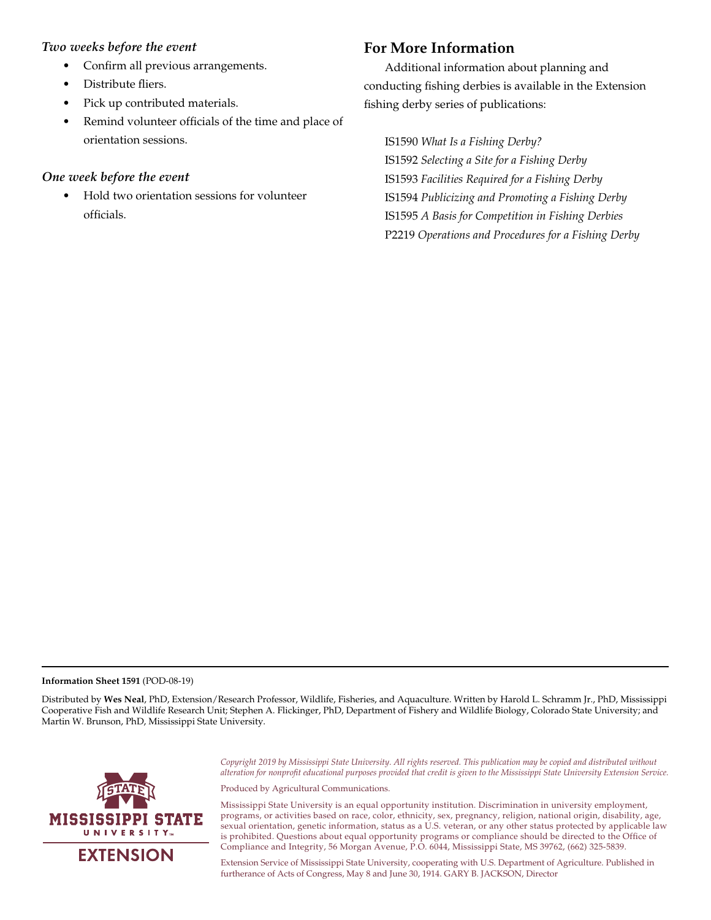*Two weeks before the event*

- Confirm all previous arrangements.
- Distribute fliers.
- Pick up contributed materials.
- Remind volunteer officials of the time and place of orientation sessions.

*One week before the event*

- Hold two orientation sessions for volunteer officials.

## For More Information

Additional information about planning and conducting fishing derbies is available in the Extension fishing derby series of publications:

IS1590 *What Is a Fishing Derby?*
IS1592 *Selecting a Site for a Fishing Derby*
IS1593 *Facilities Required for a Fishing Derby*
IS1594 *Publicizing and Promoting a Fishing Derby*
IS1595 *A Basis for Competition in Fishing Derbies*
P2219 *Operations and Procedures for a Fishing Derby*

---

**Information Sheet 1591** (POD-08-19)

Distributed by **Wes Neal**, PhD, Extension/Research Professor, Wildlife, Fisheries, and Aquaculture. Written by Harold L. Schramm Jr., PhD, Mississippi Cooperative Fish and Wildlife Research Unit; Stephen A. Flickinger, PhD, Department of Fishery and Wildlife Biology, Colorado State University; and Martin W. Brunson, PhD, Mississippi State University.

MISSISSIPPI STATE UNIVERSITY™ EXTENSION

*Copyright 2019 by Mississippi State University. All rights reserved. This publication may be copied and distributed without alteration for nonprofit educational purposes provided that credit is given to the Mississippi State University Extension Service.*

Produced by Agricultural Communications.

Mississippi State University is an equal opportunity institution. Discrimination in university employment, programs, or activities based on race, color, ethnicity, sex, pregnancy, religion, national origin, disability, age, sexual orientation, genetic information, status as a U.S. veteran, or any other status protected by applicable law is prohibited. Questions about equal opportunity programs or compliance should be directed to the Office of Compliance and Integrity, 56 Morgan Avenue, P.O. 6044, Mississippi State, MS 39762, (662) 325-5839.

Extension Service of Mississippi State University, cooperating with U.S. Department of Agriculture. Published in furtherance of Acts of Congress, May 8 and June 30, 1914. GARY B. JACKSON, Director